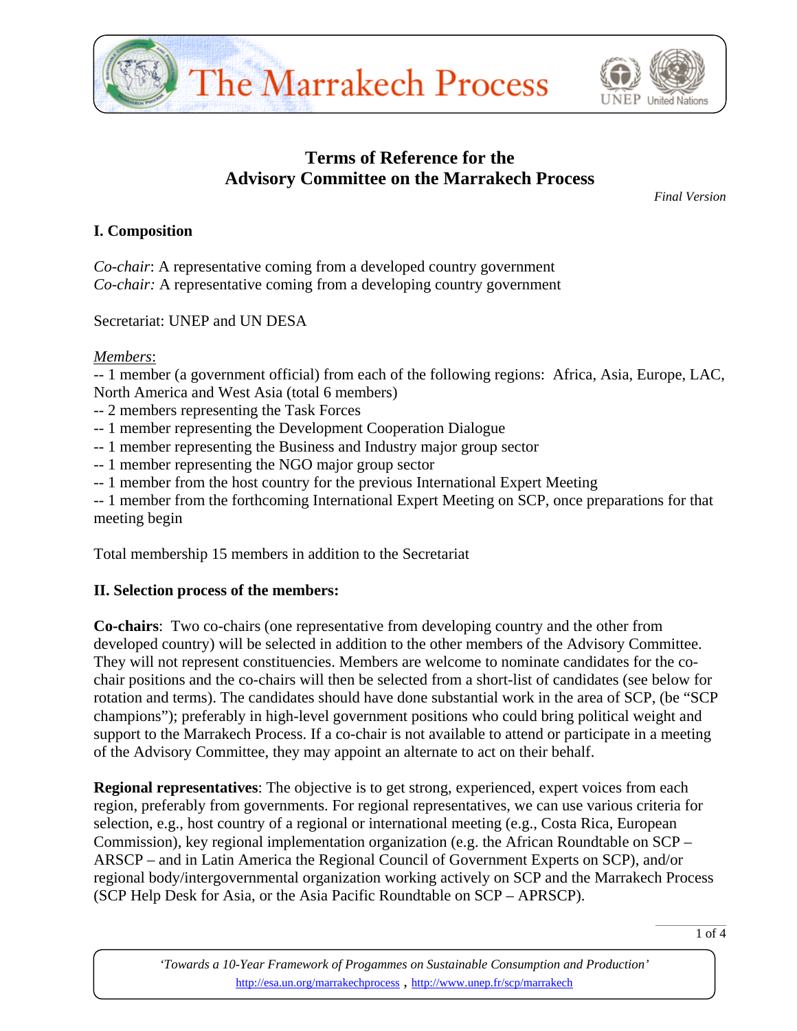# Terms of Reference for the Advisory Committee on the Marrakech Process

*Final Version*

## I. Composition

*Co-chair*: A representative coming from a developed country government
*Co-chair:* A representative coming from a developing country government

Secretariat: UNEP and UN DESA

*Members*:
-- 1 member (a government official) from each of the following regions: Africa, Asia, Europe, LAC, North America and West Asia (total 6 members)
-- 2 members representing the Task Forces
-- 1 member representing the Development Cooperation Dialogue
-- 1 member representing the Business and Industry major group sector
-- 1 member representing the NGO major group sector
-- 1 member from the host country for the previous International Expert Meeting
-- 1 member from the forthcoming International Expert Meeting on SCP, once preparations for that meeting begin

Total membership 15 members in addition to the Secretariat

## II. Selection process of the members:

**Co-chairs**: Two co-chairs (one representative from developing country and the other from developed country) will be selected in addition to the other members of the Advisory Committee. They will not represent constituencies. Members are welcome to nominate candidates for the co-chair positions and the co-chairs will then be selected from a short-list of candidates (see below for rotation and terms). The candidates should have done substantial work in the area of SCP, (be "SCP champions"); preferably in high-level government positions who could bring political weight and support to the Marrakech Process. If a co-chair is not available to attend or participate in a meeting of the Advisory Committee, they may appoint an alternate to act on their behalf.

**Regional representatives**: The objective is to get strong, experienced, expert voices from each region, preferably from governments. For regional representatives, we can use various criteria for selection, e.g., host country of a regional or international meeting (e.g., Costa Rica, European Commission), key regional implementation organization (e.g. the African Roundtable on SCP – ARSCP – and in Latin America the Regional Council of Government Experts on SCP), and/or regional body/intergovernmental organization working actively on SCP and the Marrakech Process (SCP Help Desk for Asia, or the Asia Pacific Roundtable on SCP – APRSCP).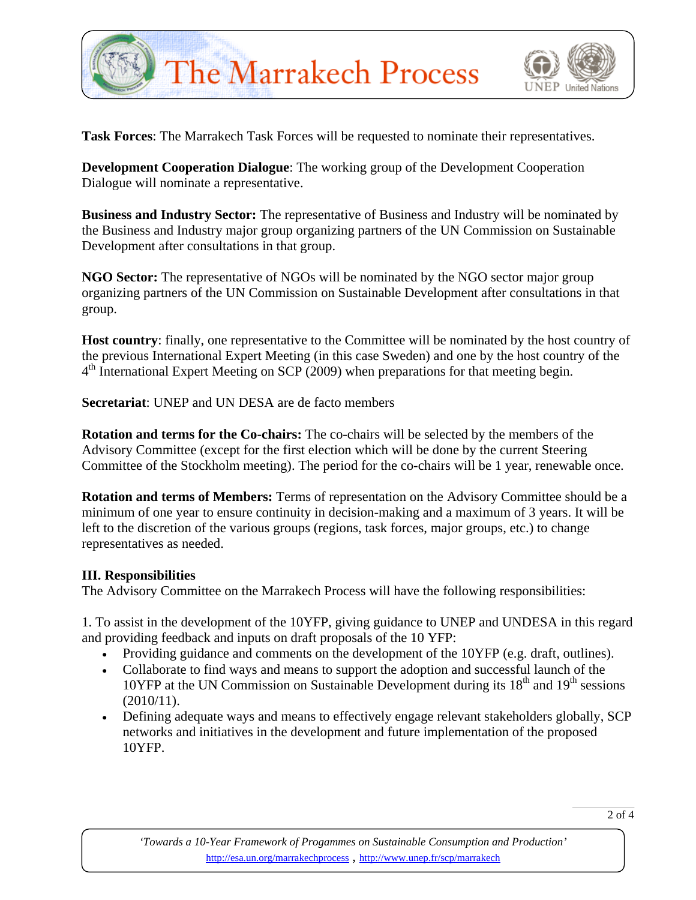**Task Forces**: The Marrakech Task Forces will be requested to nominate their representatives.

**Development Cooperation Dialogue**: The working group of the Development Cooperation Dialogue will nominate a representative.

**Business and Industry Sector:** The representative of Business and Industry will be nominated by the Business and Industry major group organizing partners of the UN Commission on Sustainable Development after consultations in that group.

**NGO Sector:** The representative of NGOs will be nominated by the NGO sector major group organizing partners of the UN Commission on Sustainable Development after consultations in that group.

**Host country**: finally, one representative to the Committee will be nominated by the host country of the previous International Expert Meeting (in this case Sweden) and one by the host country of the 4th International Expert Meeting on SCP (2009) when preparations for that meeting begin.

**Secretariat**: UNEP and UN DESA are de facto members

**Rotation and terms for the Co-chairs:** The co-chairs will be selected by the members of the Advisory Committee (except for the first election which will be done by the current Steering Committee of the Stockholm meeting). The period for the co-chairs will be 1 year, renewable once.

**Rotation and terms of Members:** Terms of representation on the Advisory Committee should be a minimum of one year to ensure continuity in decision-making and a maximum of 3 years. It will be left to the discretion of the various groups (regions, task forces, major groups, etc.) to change representatives as needed.

## III. Responsibilities

The Advisory Committee on the Marrakech Process will have the following responsibilities:

1. To assist in the development of the 10YFP, giving guidance to UNEP and UNDESA in this regard and providing feedback and inputs on draft proposals of the 10 YFP:
   - Providing guidance and comments on the development of the 10YFP (e.g. draft, outlines).
   - Collaborate to find ways and means to support the adoption and successful launch of the 10YFP at the UN Commission on Sustainable Development during its 18th and 19th sessions (2010/11).
   - Defining adequate ways and means to effectively engage relevant stakeholders globally, SCP networks and initiatives in the development and future implementation of the proposed 10YFP.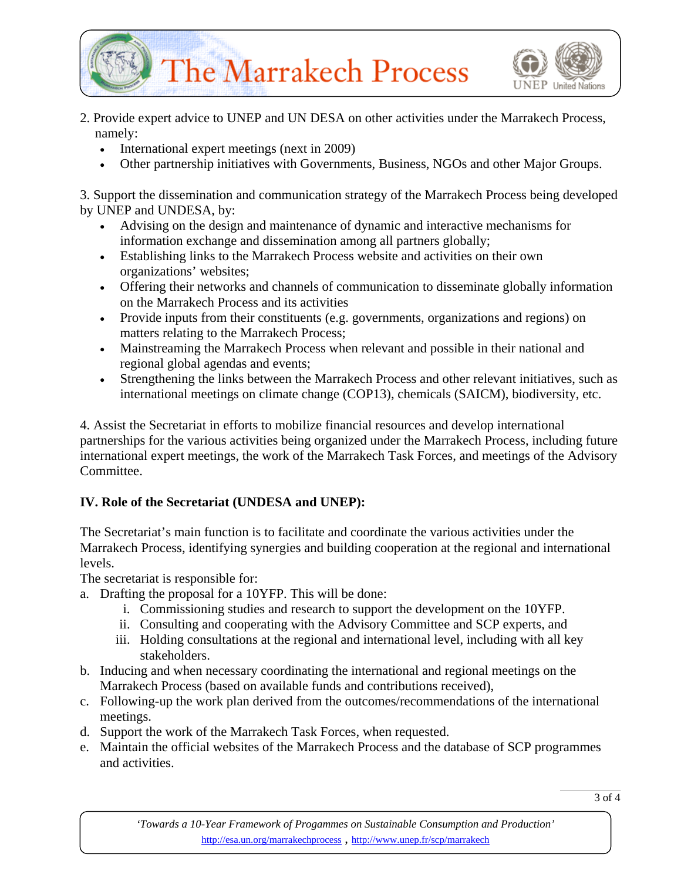2. Provide expert advice to UNEP and UN DESA on other activities under the Marrakech Process, namely:
   - International expert meetings (next in 2009)
   - Other partnership initiatives with Governments, Business, NGOs and other Major Groups.

3. Support the dissemination and communication strategy of the Marrakech Process being developed by UNEP and UNDESA, by:
   - Advising on the design and maintenance of dynamic and interactive mechanisms for information exchange and dissemination among all partners globally;
   - Establishing links to the Marrakech Process website and activities on their own organizations' websites;
   - Offering their networks and channels of communication to disseminate globally information on the Marrakech Process and its activities
   - Provide inputs from their constituents (e.g. governments, organizations and regions) on matters relating to the Marrakech Process;
   - Mainstreaming the Marrakech Process when relevant and possible in their national and regional global agendas and events;
   - Strengthening the links between the Marrakech Process and other relevant initiatives, such as international meetings on climate change (COP13), chemicals (SAICM), biodiversity, etc.

4. Assist the Secretariat in efforts to mobilize financial resources and develop international partnerships for the various activities being organized under the Marrakech Process, including future international expert meetings, the work of the Marrakech Task Forces, and meetings of the Advisory Committee.

**IV. Role of the Secretariat (UNDESA and UNEP):**

The Secretariat's main function is to facilitate and coordinate the various activities under the Marrakech Process, identifying synergies and building cooperation at the regional and international levels.

The secretariat is responsible for:

a. Drafting the proposal for a 10YFP. This will be done:
   i. Commissioning studies and research to support the development on the 10YFP.
   ii. Consulting and cooperating with the Advisory Committee and SCP experts, and
   iii. Holding consultations at the regional and international level, including with all key stakeholders.

b. Inducing and when necessary coordinating the international and regional meetings on the Marrakech Process (based on available funds and contributions received),

c. Following-up the work plan derived from the outcomes/recommendations of the international meetings.

d. Support the work of the Marrakech Task Forces, when requested.

e. Maintain the official websites of the Marrakech Process and the database of SCP programmes and activities.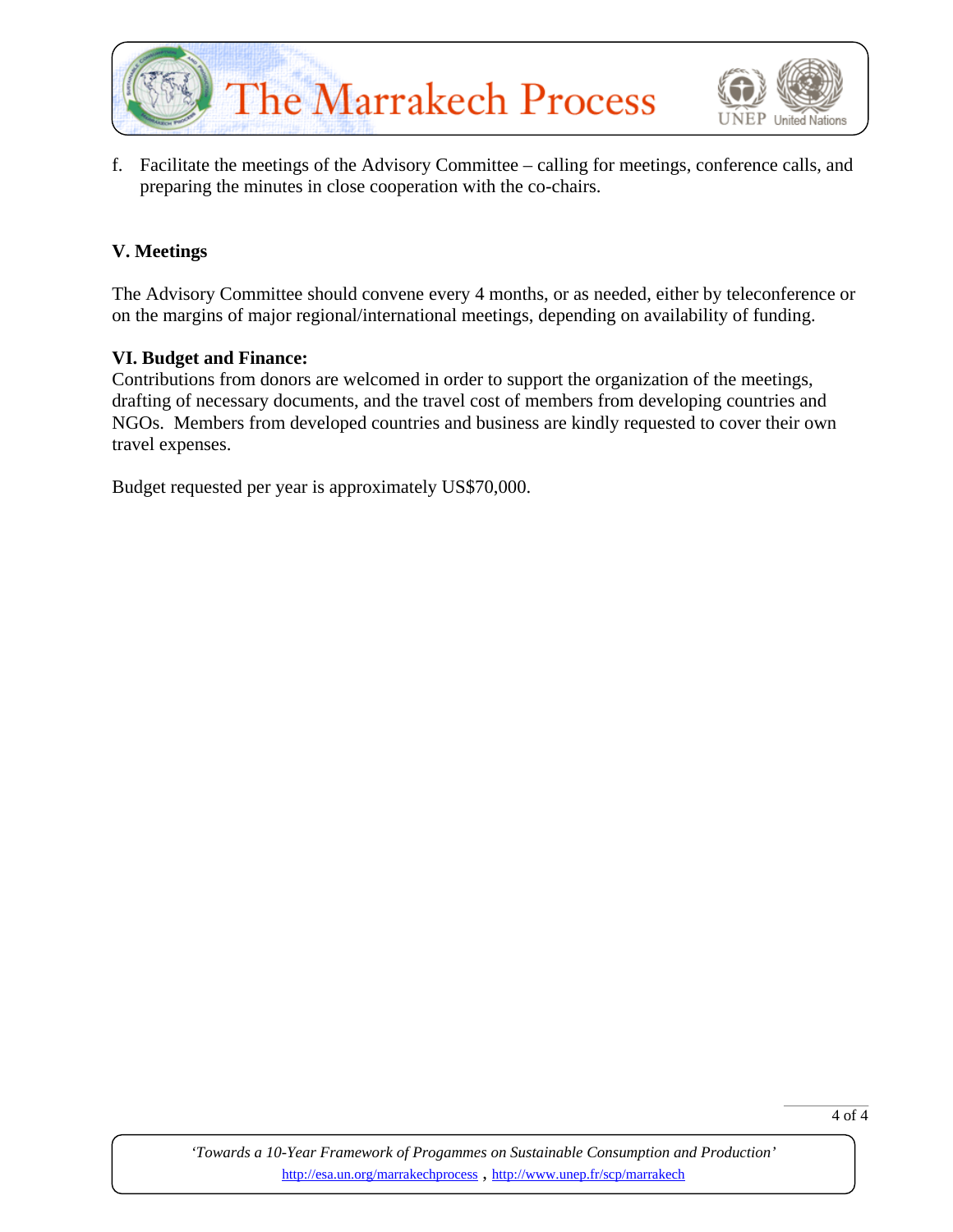f. Facilitate the meetings of the Advisory Committee – calling for meetings, conference calls, and preparing the minutes in close cooperation with the co-chairs.

## V. Meetings

The Advisory Committee should convene every 4 months, or as needed, either by teleconference or on the margins of major regional/international meetings, depending on availability of funding.

## VI. Budget and Finance:

Contributions from donors are welcomed in order to support the organization of the meetings, drafting of necessary documents, and the travel cost of members from developing countries and NGOs. Members from developed countries and business are kindly requested to cover their own travel expenses.

Budget requested per year is approximately US$70,000.